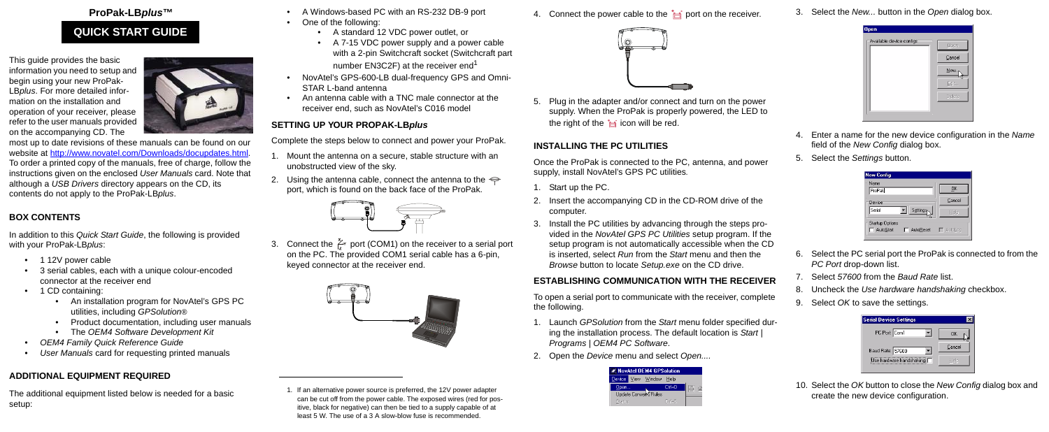# ProPak-LB*plus*™

## QUICK START GUIDE

This guide provides the basic information you need to setup and begin using your new ProPak-LB*plus*. For more detailed information on the installation and operation of your receiver, please refer to the user manuals provided on the accompanying CD. The most up to date revisions of these manuals can be found on our website at http://www.novatel.com/Downloads/docupdates.html. To order a printed copy of the manuals, free of charge, follow the instructions given on the enclosed *User Manuals* card. Note that although a *USB Drivers* directory appears on the CD, its contents do not apply to the ProPak-LB*plus*.

### BOX CONTENTS

In addition to this *Quick Start Guide*, the following is provided with your ProPak-LB*plus*:

- 1 12V power cable
- 3 serial cables, each with a unique colour-encoded connector at the receiver end
- 1 CD containing:
  - An installation program for NovAtel's GPS PC utilities, including *GPSolution*®
  - Product documentation, including user manuals
  - The *OEM4 Software Development Kit*
- *OEM4 Family Quick Reference Guide*
- *User Manuals* card for requesting printed manuals

### ADDITIONAL EQUIPMENT REQUIRED

The additional equipment listed below is needed for a basic setup:

- A Windows-based PC with an RS-232 DB-9 port
- One of the following:
  - A standard 12 VDC power outlet, or
  - A 7-15 VDC power supply and a power cable with a 2-pin Switchcraft socket (Switchcraft part number EN3C2F) at the receiver end[1]
- NovAtel's GPS-600-LB dual-frequency GPS and Omni-STAR L-band antenna
- An antenna cable with a TNC male connector at the receiver end, such as NovAtel's C016 model

### SETTING UP YOUR PROPAK-LB*plus*

Complete the steps below to connect and power your ProPak.

1. Mount the antenna on a secure, stable structure with an unobstructed view of the sky.
2. Using the antenna cable, connect the antenna to the port, which is found on the back face of the ProPak.
3. Connect the port (COM1) on the receiver to a serial port on the PC. The provided COM1 serial cable has a 6-pin, keyed connector at the receiver end.
4. Connect the power cable to the port on the receiver.
5. Plug in the adapter and/or connect and turn on the power supply. When the ProPak is properly powered, the LED to the right of the icon will be red.

[1] If an alternative power source is preferred, the 12V power adapter can be cut off from the power cable. The exposed wires (red for positive, black for negative) can then be tied to a supply capable of at least 5 W. The use of a 3 A slow-blow fuse is recommended.

### INSTALLING THE PC UTILITIES

Once the ProPak is connected to the PC, antenna, and power supply, install NovAtel's GPS PC utilities.

1. Start up the PC.
2. Insert the accompanying CD in the CD-ROM drive of the computer.
3. Install the PC utilities by advancing through the steps provided in the *NovAtel GPS PC Utilities* setup program. If the setup program is not automatically accessible when the CD is inserted, select *Run* from the *Start* menu and then the *Browse* button to locate *Setup.exe* on the CD drive.

### ESTABLISHING COMMUNICATION WITH THE RECEIVER

To open a serial port to communicate with the receiver, complete the following.

1. Launch *GPSolution* from the *Start* menu folder specified during the installation process. The default location is *Start | Programs | OEM4 PC Software*.
2. Open the *Device* menu and select *Open...*.
3. Select the *New...* button in the *Open* dialog box.
4. Enter a name for the new device configuration in the *Name* field of the *New Config* dialog box.
5. Select the *Settings* button.
6. Select the PC serial port the ProPak is connected to from the *PC Port* drop-down list.
7. Select *57600* from the *Baud Rate* list.
8. Uncheck the *Use hardware handshaking* checkbox.
9. Select *OK* to save the settings.
10. Select the *OK* button to close the *New Config* dialog box and create the new device configuration.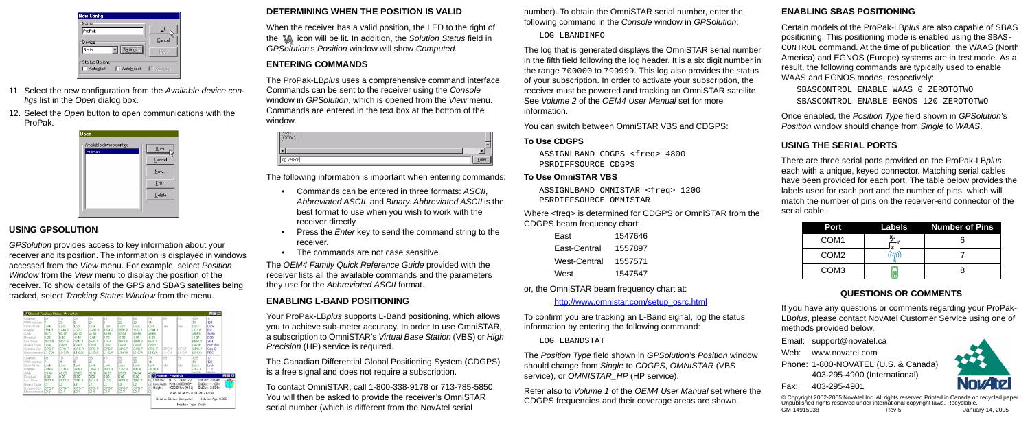11. Select the new configuration from the *Available device configs* list in the *Open* dialog box.
12. Select the *Open* button to open communications with the ProPak.

## USING GPSOLUTION

*GPSolution* provides access to key information about your receiver and its position. The information is displayed in windows accessed from the *View* menu. For example, select *Position Window* from the *View* menu to display the position of the receiver. To show details of the GPS and SBAS satellites being tracked, select *Tracking Status Window* from the menu.

## DETERMINING WHEN THE POSITION IS VALID

When the receiver has a valid position, the LED to the right of the icon will be lit. In addition, the *Solution Status* field in *GPSolution*'s *Position* window will show *Computed.*

## ENTERING COMMANDS

The ProPak-LB*plus* uses a comprehensive command interface. Commands can be sent to the receiver using the *Console* window in *GPSolution*, which is opened from the *View* menu. Commands are entered in the text box at the bottom of the window.

The following information is important when entering commands:

- Commands can be entered in three formats: *ASCII*, *Abbreviated ASCII*, and *Binary. Abbreviated ASCII* is the best format to use when you wish to work with the receiver directly.
- Press the *Enter* key to send the command string to the receiver.
- The commands are not case sensitive.

The *OEM4 Family Quick Reference Guide* provided with the receiver lists all the available commands and the parameters they use for the *Abbreviated ASCII* format.

## ENABLING L-BAND POSITIONING

Your ProPak-LB*plus* supports L-Band positioning, which allows you to achieve sub-meter accuracy. In order to use OmniSTAR, a subscription to OmniSTAR's *Virtual Base Station* (VBS) or *High Precision* (HP) service is required.

The Canadian Differential Global Positioning System (CDGPS) is a free signal and does not require a subscription.

To contact OmniSTAR, call 1-800-338-9178 or 713-785-5850. You will then be asked to provide the receiver's OmniSTAR serial number (which is different from the NovAtel serial number). To obtain the OmniSTAR serial number, enter the following command in the *Console* window in *GPSolution*:

```
LOG LBANDINFO
```

The log that is generated displays the OmniSTAR serial number in the fifth field following the log header. It is a six digit number in the range 700000 to 799999. This log also provides the status of your subscription. In order to activate your subscription, the receiver must be powered and tracking an OmniSTAR satellite. See *Volume 2* of the *OEM4 User Manual* set for more information.

You can switch between OmniSTAR VBS and CDGPS:

### To Use CDGPS

```
ASSIGNLBAND CDGPS <freq> 4800
PSRDIFFSOURCE CDGPS
```

### To Use OmniSTAR VBS

```
ASSIGNLBAND OMNISTAR <freq> 1200
PSRDIFFSOURCE OMNISTAR
```

Where <freq> is determined for CDGPS or OmniSTAR from the CDGPS beam frequency chart:

| | |
|---|---|
| East | 1547646 |
| East-Central | 1557897 |
| West-Central | 1557571 |
| West | 1547547 |

or, the OmniSTAR beam frequency chart at:

http://www.omnistar.com/setup_osrc.html

To confirm you are tracking an L-Band signal, log the status information by entering the following command:

```
LOG LBANDSTAT
```

The *Position Type* field shown in *GPSolution*'s *Position* window should change from *Single* to *CDGPS*, *OMNISTAR* (VBS service), or *OMNISTAR_HP* (HP service).

Refer also to *Volume 1* of the *OEM4 User Manual* set where the CDGPS frequencies and their coverage areas are shown.

## ENABLING SBAS POSITIONING

Certain models of the ProPak-LB*plus* are also capable of SBAS positioning. This positioning mode is enabled using the SBASCONTROL command. At the time of publication, the WAAS (North America) and EGNOS (Europe) systems are in test mode. As a result, the following commands are typically used to enable WAAS and EGNOS modes, respectively:

```
SBASCONTROL ENABLE WAAS 0 ZEROTOTWO
SBASCONTROL ENABLE EGNOS 120 ZEROTOTWO
```

Once enabled, the *Position Type* field shown in *GPSolution*'s *Position* window should change from *Single* to *WAAS*.

## USING THE SERIAL PORTS

There are three serial ports provided on the ProPak-LB*plus*, each with a unique, keyed connector. Matching serial cables have been provided for each port. The table below provides the labels used for each port and the number of pins, which will match the number of pins on the receiver-end connector of the serial cable.

| Port | Labels | Number of Pins |
|---|---|---|
| COM1 | | 6 |
| COM2 | | 7 |
| COM3 | | 8 |

## QUESTIONS OR COMMENTS

If you have any questions or comments regarding your ProPak-LB*plus*, please contact NovAtel Customer Service using one of methods provided below.

Email: support@novatel.ca

Web: www.novatel.com

Phone: 1-800-NOVATEL (U.S. & Canada)
403-295-4900 (International)

Fax: 403-295-4901

© Copyright 2002-2005 NovAtel Inc. All rights reserved.Printed in Canada on recycled paper. Unpublished rights reserved under international copyright laws. Recyclable.
GM-14915038 Rev 5 January 14, 2005